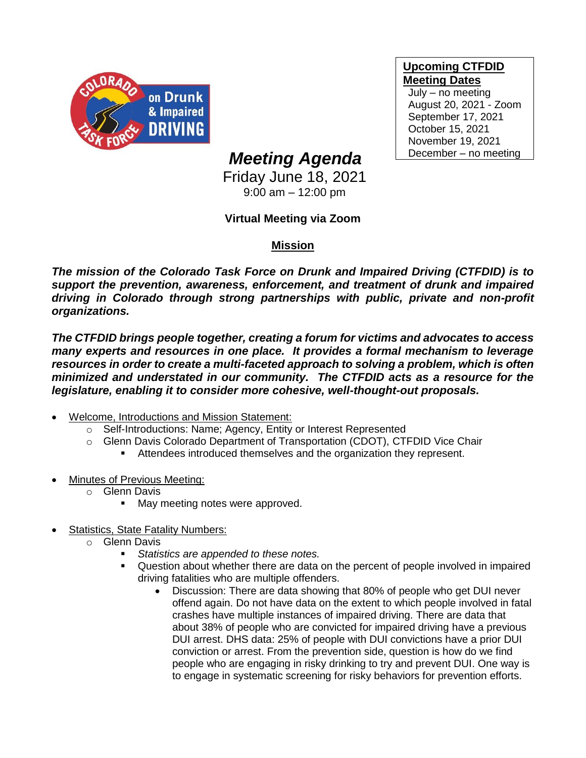**Upcoming CTFDID Meeting Dates**

July – no meeting
August 20, 2021 - Zoom
September 17, 2021
October 15, 2021
November 19, 2021
December – no meeting

# *Meeting Agenda*

Friday June 18, 2021
9:00 am – 12:00 pm

**Virtual Meeting via Zoom**

## Mission

***The mission of the Colorado Task Force on Drunk and Impaired Driving (CTFDID) is to support the prevention, awareness, enforcement, and treatment of drunk and impaired driving in Colorado through strong partnerships with public, private and non-profit organizations.***

***The CTFDID brings people together, creating a forum for victims and advocates to access many experts and resources in one place. It provides a formal mechanism to leverage resources in order to create a multi-faceted approach to solving a problem, which is often minimized and understated in our community. The CTFDID acts as a resource for the legislature, enabling it to consider more cohesive, well-thought-out proposals.***

- Welcome, Introductions and Mission Statement:
  - Self-Introductions: Name; Agency, Entity or Interest Represented
  - Glenn Davis Colorado Department of Transportation (CDOT), CTFDID Vice Chair
    - Attendees introduced themselves and the organization they represent.

- Minutes of Previous Meeting:
  - Glenn Davis
    - May meeting notes were approved.

- Statistics, State Fatality Numbers:
  - Glenn Davis
    - *Statistics are appended to these notes.*
    - Question about whether there are data on the percent of people involved in impaired driving fatalities who are multiple offenders.
      - Discussion: There are data showing that 80% of people who get DUI never offend again. Do not have data on the extent to which people involved in fatal crashes have multiple instances of impaired driving. There are data that about 38% of people who are convicted for impaired driving have a previous DUI arrest. DHS data: 25% of people with DUI convictions have a prior DUI conviction or arrest. From the prevention side, question is how do we find people who are engaging in risky drinking to try and prevent DUI. One way is to engage in systematic screening for risky behaviors for prevention efforts.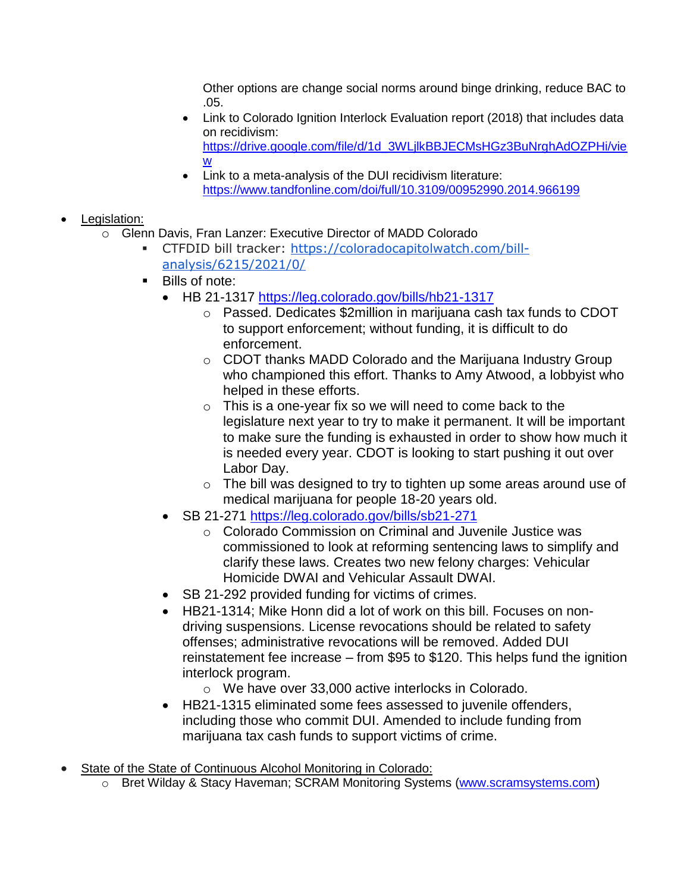Other options are change social norms around binge drinking, reduce BAC to .05.

- Link to Colorado Ignition Interlock Evaluation report (2018) that includes data on recidivism: https://drive.google.com/file/d/1d_3WLjlkBBJECMsHGz3BuNrghAdOZPHi/view
- Link to a meta-analysis of the DUI recidivism literature: https://www.tandfonline.com/doi/full/10.3109/00952990.2014.966199

- Legislation:
  - Glenn Davis, Fran Lanzer: Executive Director of MADD Colorado
    - CTFDID bill tracker: https://coloradocapitolwatch.com/bill-analysis/6215/2021/0/
    - Bills of note:
      - HB 21-1317 https://leg.colorado.gov/bills/hb21-1317
        - Passed. Dedicates $2million in marijuana cash tax funds to CDOT to support enforcement; without funding, it is difficult to do enforcement.
        - CDOT thanks MADD Colorado and the Marijuana Industry Group who championed this effort. Thanks to Amy Atwood, a lobbyist who helped in these efforts.
        - This is a one-year fix so we will need to come back to the legislature next year to try to make it permanent. It will be important to make sure the funding is exhausted in order to show how much it is needed every year. CDOT is looking to start pushing it out over Labor Day.
        - The bill was designed to try to tighten up some areas around use of medical marijuana for people 18-20 years old.
      - SB 21-271 https://leg.colorado.gov/bills/sb21-271
        - Colorado Commission on Criminal and Juvenile Justice was commissioned to look at reforming sentencing laws to simplify and clarify these laws. Creates two new felony charges: Vehicular Homicide DWAI and Vehicular Assault DWAI.
      - SB 21-292 provided funding for victims of crimes.
      - HB21-1314; Mike Honn did a lot of work on this bill. Focuses on non-driving suspensions. License revocations should be related to safety offenses; administrative revocations will be removed. Added DUI reinstatement fee increase – from $95 to $120. This helps fund the ignition interlock program.
        - We have over 33,000 active interlocks in Colorado.
      - HB21-1315 eliminated some fees assessed to juvenile offenders, including those who commit DUI. Amended to include funding from marijuana tax cash funds to support victims of crime.

- State of the State of Continuous Alcohol Monitoring in Colorado:
  - Bret Wilday & Stacy Haveman; SCRAM Monitoring Systems (www.scramsystems.com)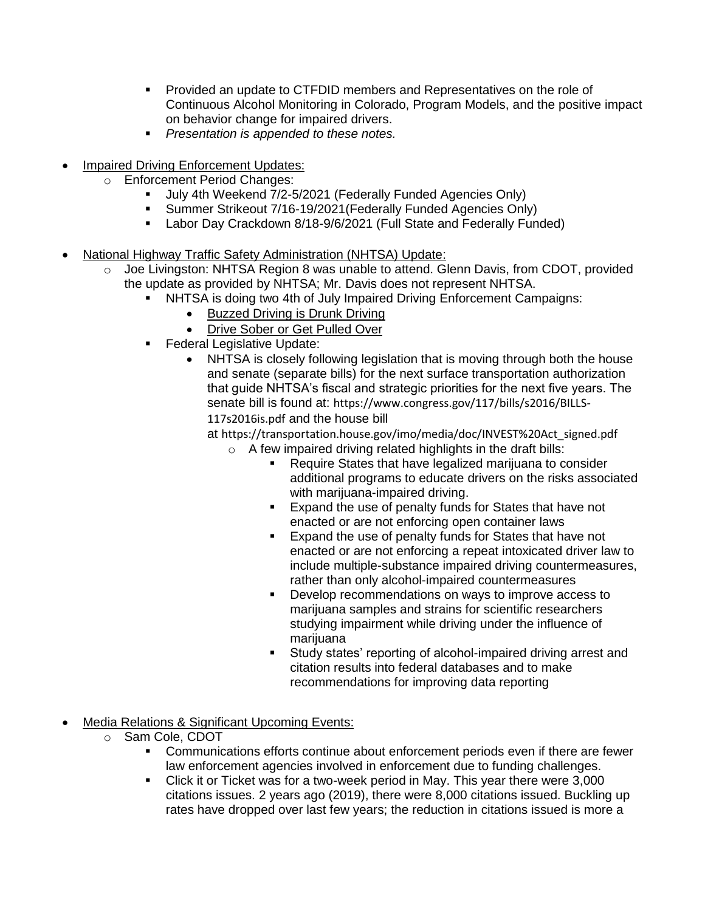- Provided an update to CTFDID members and Representatives on the role of Continuous Alcohol Monitoring in Colorado, Program Models, and the positive impact on behavior change for impaired drivers.
  - *Presentation is appended to these notes.*

- Impaired Driving Enforcement Updates:
  - Enforcement Period Changes:
    - July 4th Weekend 7/2-5/2021 (Federally Funded Agencies Only)
    - Summer Strikeout 7/16-19/2021(Federally Funded Agencies Only)
    - Labor Day Crackdown 8/18-9/6/2021 (Full State and Federally Funded)

- National Highway Traffic Safety Administration (NHTSA) Update:
  - Joe Livingston: NHTSA Region 8 was unable to attend. Glenn Davis, from CDOT, provided the update as provided by NHTSA; Mr. Davis does not represent NHTSA.
    - NHTSA is doing two 4th of July Impaired Driving Enforcement Campaigns:
      - Buzzed Driving is Drunk Driving
      - Drive Sober or Get Pulled Over
    - Federal Legislative Update:
      - NHTSA is closely following legislation that is moving through both the house and senate (separate bills) for the next surface transportation authorization that guide NHTSA's fiscal and strategic priorities for the next five years. The senate bill is found at: https://www.congress.gov/117/bills/s2016/BILLS-117s2016is.pdf and the house bill at https://transportation.house.gov/imo/media/doc/INVEST%20Act_signed.pdf
        - A few impaired driving related highlights in the draft bills:
          - Require States that have legalized marijuana to consider additional programs to educate drivers on the risks associated with marijuana-impaired driving.
          - Expand the use of penalty funds for States that have not enacted or are not enforcing open container laws
          - Expand the use of penalty funds for States that have not enacted or are not enforcing a repeat intoxicated driver law to include multiple-substance impaired driving countermeasures, rather than only alcohol-impaired countermeasures
          - Develop recommendations on ways to improve access to marijuana samples and strains for scientific researchers studying impairment while driving under the influence of marijuana
          - Study states' reporting of alcohol-impaired driving arrest and citation results into federal databases and to make recommendations for improving data reporting

- Media Relations & Significant Upcoming Events:
  - Sam Cole, CDOT
    - Communications efforts continue about enforcement periods even if there are fewer law enforcement agencies involved in enforcement due to funding challenges.
    - Click it or Ticket was for a two-week period in May. This year there were 3,000 citations issues. 2 years ago (2019), there were 8,000 citations issued. Buckling up rates have dropped over last few years; the reduction in citations issued is more a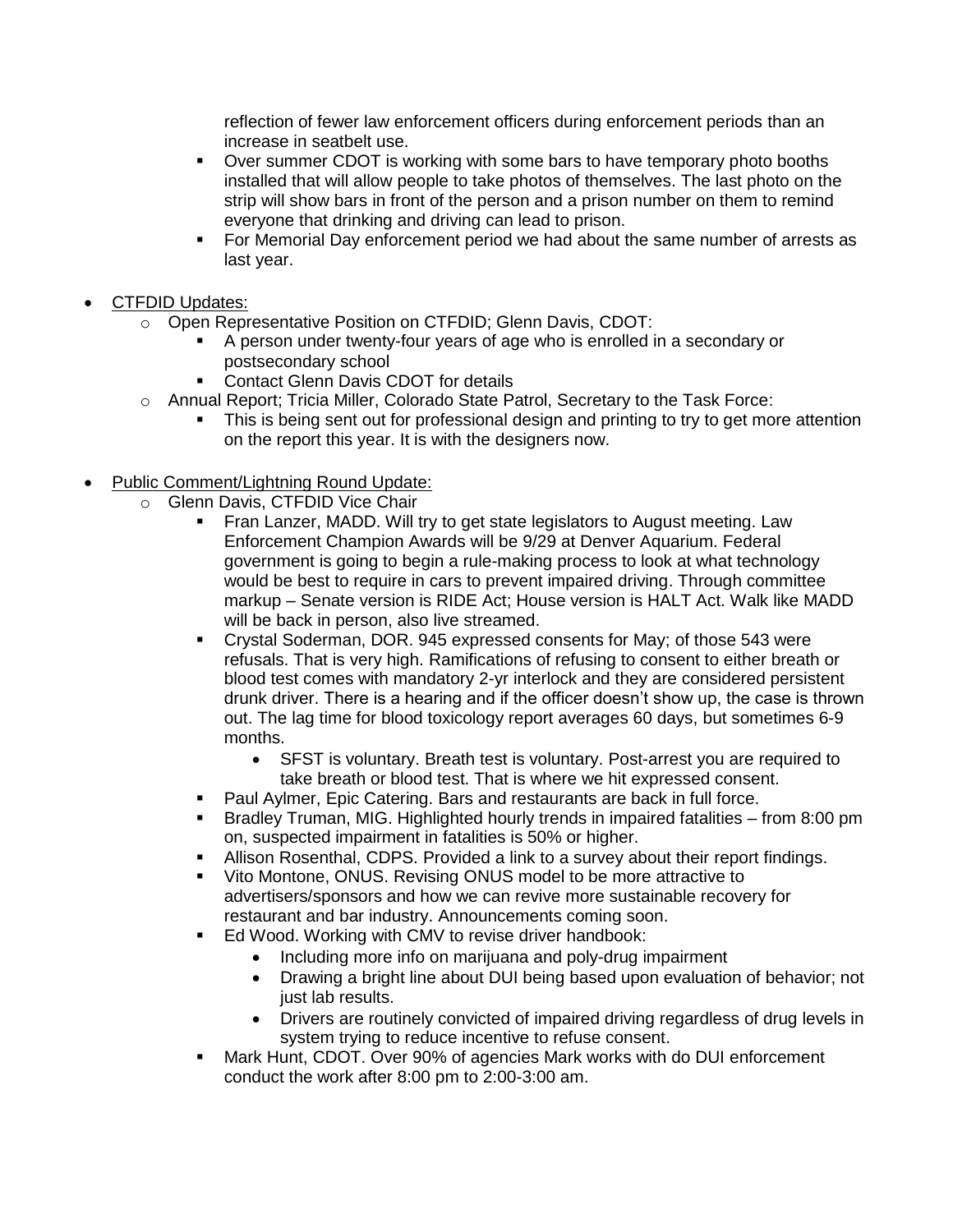- reflection of fewer law enforcement officers during enforcement periods than an increase in seatbelt use.
    - Over summer CDOT is working with some bars to have temporary photo booths installed that will allow people to take photos of themselves. The last photo on the strip will show bars in front of the person and a prison number on them to remind everyone that drinking and driving can lead to prison.
    - For Memorial Day enforcement period we had about the same number of arrests as last year.

- <u>CTFDID Updates:</u>
  - Open Representative Position on CTFDID; Glenn Davis, CDOT:
    - A person under twenty-four years of age who is enrolled in a secondary or postsecondary school
    - Contact Glenn Davis CDOT for details
  - Annual Report; Tricia Miller, Colorado State Patrol, Secretary to the Task Force:
    - This is being sent out for professional design and printing to try to get more attention on the report this year. It is with the designers now.

- <u>Public Comment/Lightning Round Update:</u>
  - Glenn Davis, CTFDID Vice Chair
    - Fran Lanzer, MADD. Will try to get state legislators to August meeting. Law Enforcement Champion Awards will be 9/29 at Denver Aquarium. Federal government is going to begin a rule-making process to look at what technology would be best to require in cars to prevent impaired driving. Through committee markup – Senate version is RIDE Act; House version is HALT Act. Walk like MADD will be back in person, also live streamed.
    - Crystal Soderman, DOR. 945 expressed consents for May; of those 543 were refusals. That is very high. Ramifications of refusing to consent to either breath or blood test comes with mandatory 2-yr interlock and they are considered persistent drunk driver. There is a hearing and if the officer doesn't show up, the case is thrown out. The lag time for blood toxicology report averages 60 days, but sometimes 6-9 months.
      - SFST is voluntary. Breath test is voluntary. Post-arrest you are required to take breath or blood test. That is where we hit expressed consent.
    - Paul Aylmer, Epic Catering. Bars and restaurants are back in full force.
    - Bradley Truman, MIG. Highlighted hourly trends in impaired fatalities – from 8:00 pm on, suspected impairment in fatalities is 50% or higher.
    - Allison Rosenthal, CDPS. Provided a link to a survey about their report findings.
    - Vito Montone, ONUS. Revising ONUS model to be more attractive to advertisers/sponsors and how we can revive more sustainable recovery for restaurant and bar industry. Announcements coming soon.
    - Ed Wood. Working with CMV to revise driver handbook:
      - Including more info on marijuana and poly-drug impairment
      - Drawing a bright line about DUI being based upon evaluation of behavior; not just lab results.
      - Drivers are routinely convicted of impaired driving regardless of drug levels in system trying to reduce incentive to refuse consent.
    - Mark Hunt, CDOT. Over 90% of agencies Mark works with do DUI enforcement conduct the work after 8:00 pm to 2:00-3:00 am.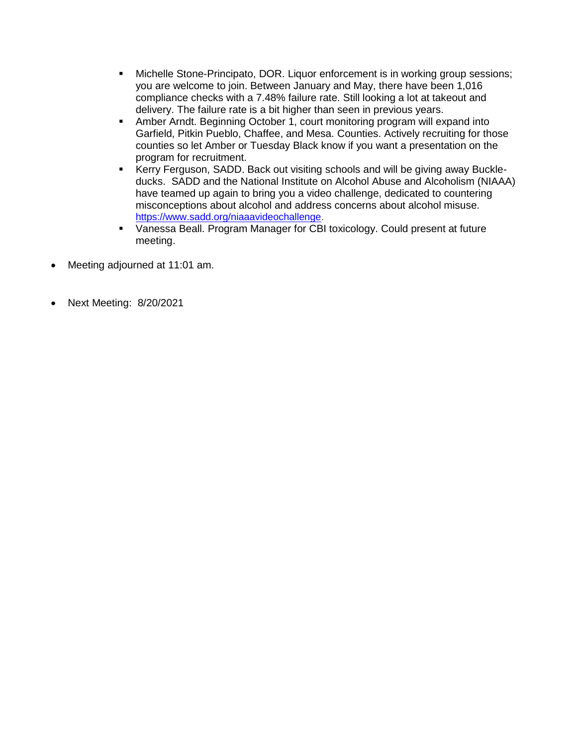- Michelle Stone-Principato, DOR. Liquor enforcement is in working group sessions; you are welcome to join. Between January and May, there have been 1,016 compliance checks with a 7.48% failure rate. Still looking a lot at takeout and delivery. The failure rate is a bit higher than seen in previous years.
  - Amber Arndt. Beginning October 1, court monitoring program will expand into Garfield, Pitkin Pueblo, Chaffee, and Mesa. Counties. Actively recruiting for those counties so let Amber or Tuesday Black know if you want a presentation on the program for recruitment.
  - Kerry Ferguson, SADD. Back out visiting schools and will be giving away Buckle-ducks. SADD and the National Institute on Alcohol Abuse and Alcoholism (NIAAA) have teamed up again to bring you a video challenge, dedicated to countering misconceptions about alcohol and address concerns about alcohol misuse. https://www.sadd.org/niaaavideochallenge.
  - Vanessa Beall. Program Manager for CBI toxicology. Could present at future meeting.

- Meeting adjourned at 11:01 am.

- Next Meeting: 8/20/2021